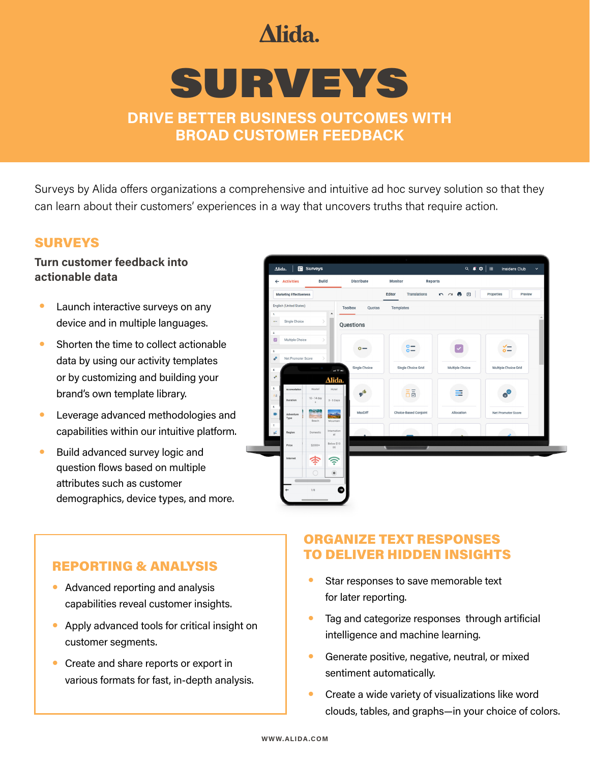Alida.

# SURVEYS

## DRIVE BETTER BUSINESS OUTCOMES WITH BROAD CUSTOMER FEEDBACK

Surveys by Alida offers organizations a comprehensive and intuitive ad hoc survey solution so that they can learn about their customers' experiences in a way that uncovers truths that require action.

## SURVEYS

### Turn customer feedback into actionable data

- Launch interactive surveys on any device and in multiple languages.
- Shorten the time to collect actionable data by using our activity templates or by customizing and building your brand's own template library.
- Leverage advanced methodologies and capabilities within our intuitive platform.
- Build advanced survey logic and question flows based on multiple attributes such as customer demographics, device types, and more.

## REPORTING & ANALYSIS

- Advanced reporting and analysis capabilities reveal customer insights.
- Apply advanced tools for critical insight on customer segments.
- Create and share reports or export in various formats for fast, in-depth analysis.

## ORGANIZE TEXT RESPONSES TO DELIVER HIDDEN INSIGHTS

- Star responses to save memorable text for later reporting.
- Tag and categorize responses through artificial intelligence and machine learning.
- Generate positive, negative, neutral, or mixed sentiment automatically.
- Create a wide variety of visualizations like word clouds, tables, and graphs—in your choice of colors.

WWW.ALIDA.COM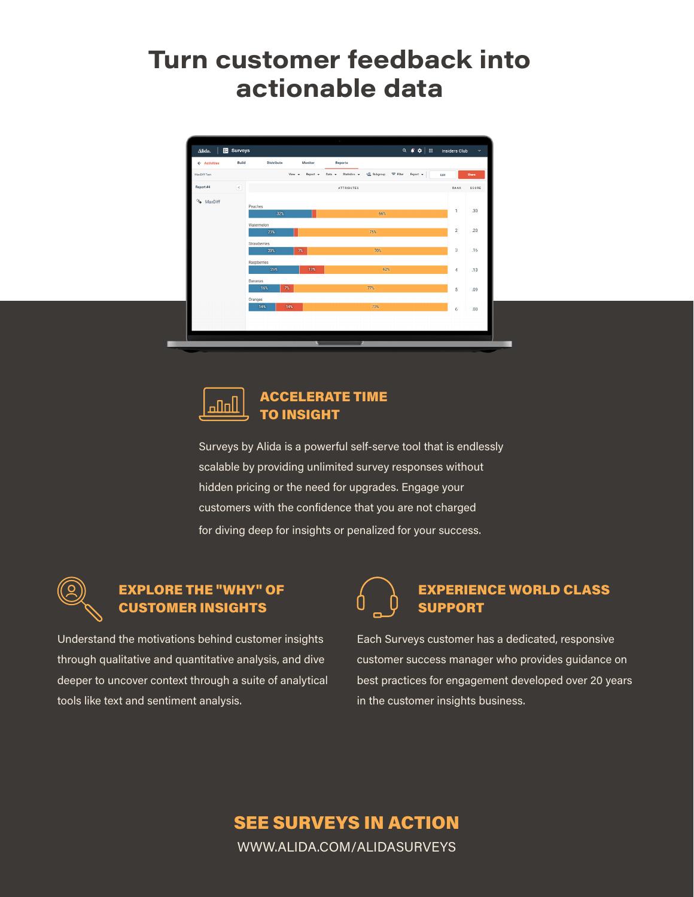# Turn customer feedback into actionable data

## ACCELERATE TIME TO INSIGHT

Surveys by Alida is a powerful self-serve tool that is endlessly scalable by providing unlimited survey responses without hidden pricing or the need for upgrades. Engage your customers with the confidence that you are not charged for diving deep for insights or penalized for your success.

## EXPLORE THE "WHY" OF CUSTOMER INSIGHTS

Understand the motivations behind customer insights through qualitative and quantitative analysis, and dive deeper to uncover context through a suite of analytical tools like text and sentiment analysis.

## EXPERIENCE WORLD CLASS SUPPORT

Each Surveys customer has a dedicated, responsive customer success manager who provides guidance on best practices for engagement developed over 20 years in the customer insights business.

## SEE SURVEYS IN ACTION

WWW.ALIDA.COM/ALIDASURVEYS